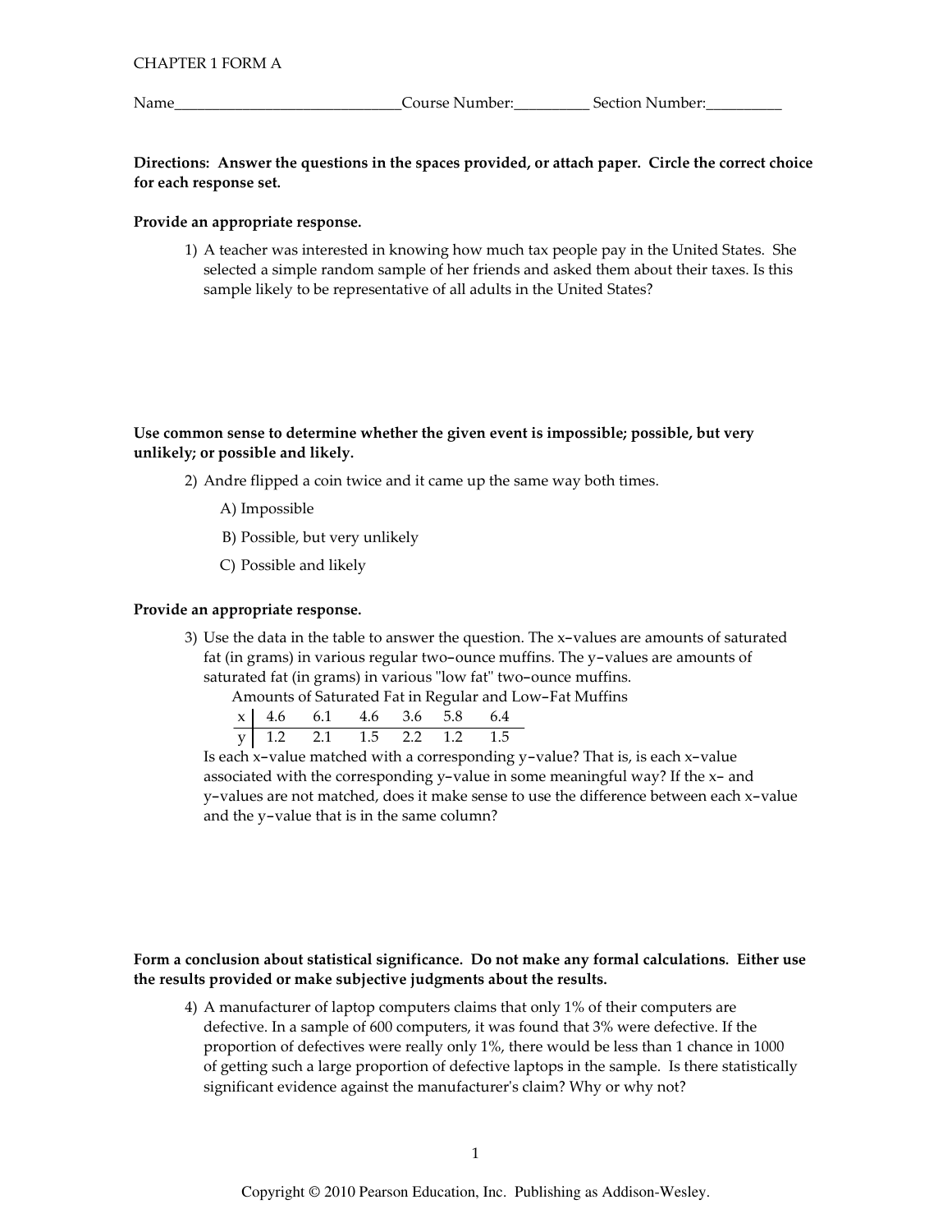CHAPTER 1 FORM A

Name_____________________________Course Number:__________ Section Number:__________

**Directions: Answer the questions in the spaces provided, or attach paper. Circle the correct choice for each response set.**

**Provide an appropriate response.**

1) A teacher was interested in knowing how much tax people pay in the United States. She selected a simple random sample of her friends and asked them about their taxes. Is this sample likely to be representative of all adults in the United States?

**Use common sense to determine whether the given event is impossible; possible, but very unlikely; or possible and likely.**

2) Andre flipped a coin twice and it came up the same way both times.

   A) Impossible

   B) Possible, but very unlikely

   C) Possible and likely

**Provide an appropriate response.**

3) Use the data in the table to answer the question. The x−values are amounts of saturated fat (in grams) in various regular two−ounce muffins. The y−values are amounts of saturated fat (in grams) in various "low fat" two−ounce muffins.

Amounts of Saturated Fat in Regular and Low−Fat Muffins

| x | 4.6 | 6.1 | 4.6 | 3.6 | 5.8 | 6.4 |
|---|---|---|---|---|---|---|
| y | 1.2 | 2.1 | 1.5 | 2.2 | 1.2 | 1.5 |

Is each x−value matched with a corresponding y−value? That is, is each x−value associated with the corresponding y−value in some meaningful way? If the x− and y−values are not matched, does it make sense to use the difference between each x−value and the y−value that is in the same column?

**Form a conclusion about statistical significance. Do not make any formal calculations. Either use the results provided or make subjective judgments about the results.**

4) A manufacturer of laptop computers claims that only 1% of their computers are defective. In a sample of 600 computers, it was found that 3% were defective. If the proportion of defectives were really only 1%, there would be less than 1 chance in 1000 of getting such a large proportion of defective laptops in the sample. Is there statistically significant evidence against the manufacturer's claim? Why or why not?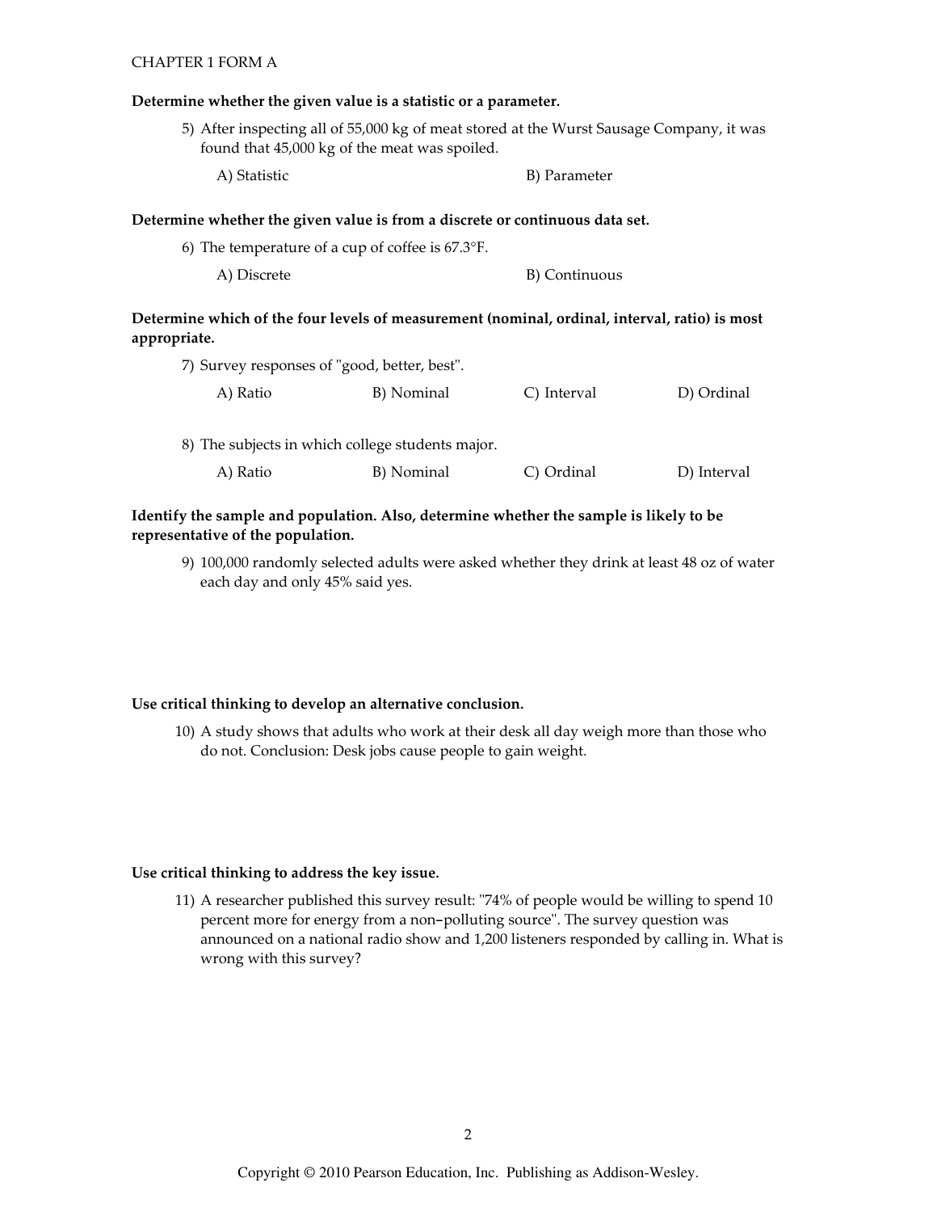CHAPTER 1 FORM A

**Determine whether the given value is a statistic or a parameter.**

5) After inspecting all of 55,000 kg of meat stored at the Wurst Sausage Company, it was found that 45,000 kg of the meat was spoiled.

A) Statistic  B) Parameter

**Determine whether the given value is from a discrete or continuous data set.**

6) The temperature of a cup of coffee is 67.3°F.

A) Discrete  B) Continuous

**Determine which of the four levels of measurement (nominal, ordinal, interval, ratio) is most appropriate.**

7) Survey responses of "good, better, best".

A) Ratio  B) Nominal  C) Interval  D) Ordinal

8) The subjects in which college students major.

A) Ratio  B) Nominal  C) Ordinal  D) Interval

**Identify the sample and population. Also, determine whether the sample is likely to be representative of the population.**

9) 100,000 randomly selected adults were asked whether they drink at least 48 oz of water each day and only 45% said yes.

**Use critical thinking to develop an alternative conclusion.**

10) A study shows that adults who work at their desk all day weigh more than those who do not. Conclusion: Desk jobs cause people to gain weight.

**Use critical thinking to address the key issue.**

11) A researcher published this survey result: "74% of people would be willing to spend 10 percent more for energy from a non-polluting source". The survey question was announced on a national radio show and 1,200 listeners responded by calling in. What is wrong with this survey?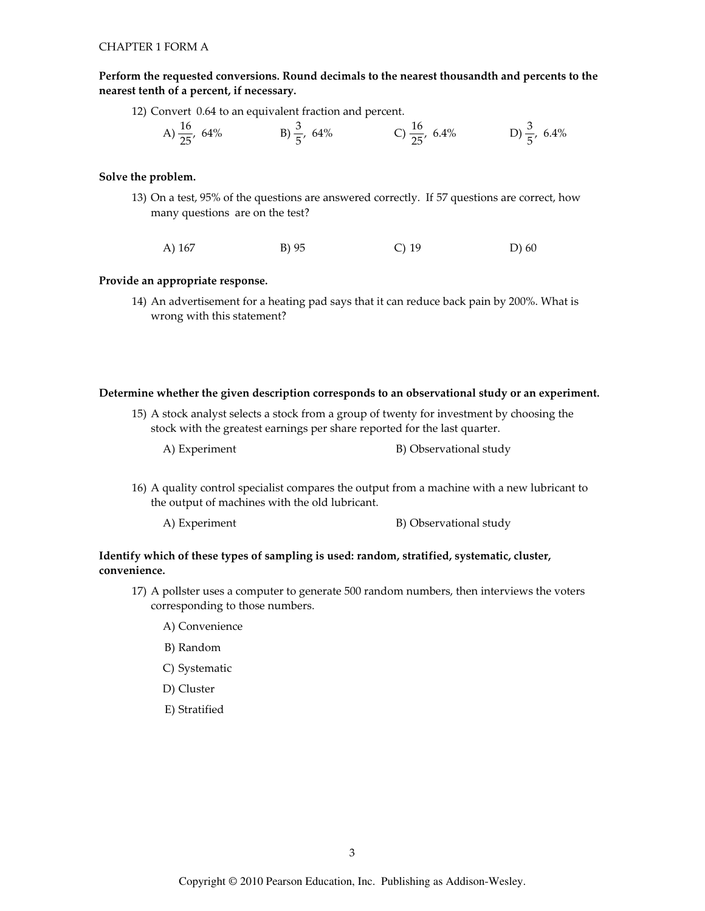CHAPTER 1 FORM A

**Perform the requested conversions. Round decimals to the nearest thousandth and percents to the nearest tenth of a percent, if necessary.**

12) Convert 0.64 to an equivalent fraction and percent.

A) $\frac{16}{25}$, 64% B) $\frac{3}{5}$, 64% C) $\frac{16}{25}$, 6.4% D) $\frac{3}{5}$, 6.4%

**Solve the problem.**

13) On a test, 95% of the questions are answered correctly. If 57 questions are correct, how many questions are on the test?

A) 167 B) 95 C) 19 D) 60

**Provide an appropriate response.**

14) An advertisement for a heating pad says that it can reduce back pain by 200%. What is wrong with this statement?

**Determine whether the given description corresponds to an observational study or an experiment.**

15) A stock analyst selects a stock from a group of twenty for investment by choosing the stock with the greatest earnings per share reported for the last quarter.

A) Experiment B) Observational study

16) A quality control specialist compares the output from a machine with a new lubricant to the output of machines with the old lubricant.

A) Experiment B) Observational study

**Identify which of these types of sampling is used: random, stratified, systematic, cluster, convenience.**

17) A pollster uses a computer to generate 500 random numbers, then interviews the voters corresponding to those numbers.

A) Convenience

B) Random

C) Systematic

D) Cluster

E) Stratified

Copyright © 2010 Pearson Education, Inc. Publishing as Addison-Wesley.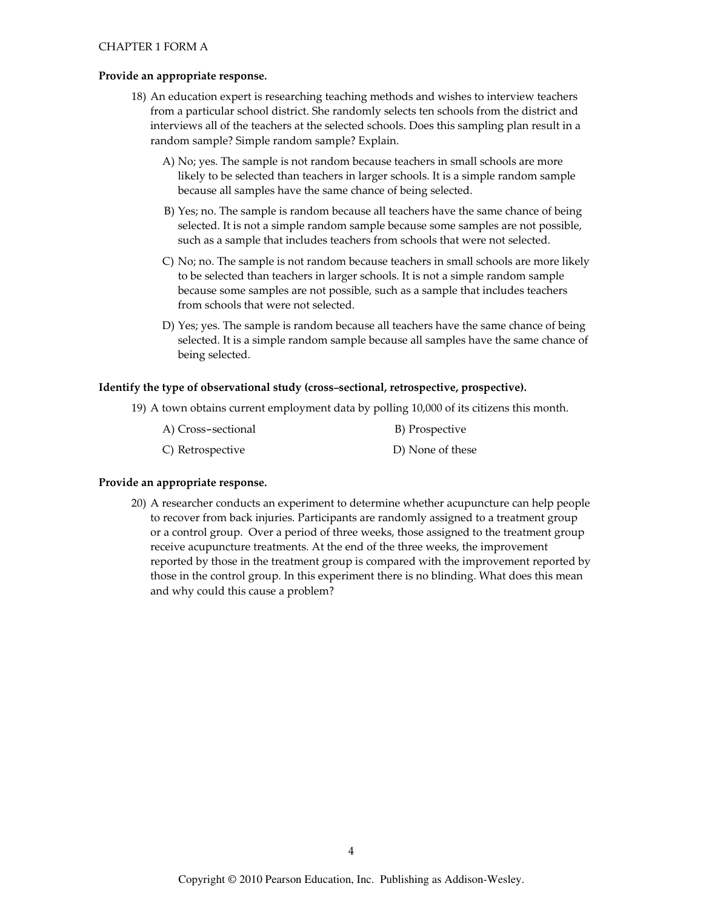**Provide an appropriate response.**

18) An education expert is researching teaching methods and wishes to interview teachers from a particular school district. She randomly selects ten schools from the district and interviews all of the teachers at the selected schools. Does this sampling plan result in a random sample? Simple random sample? Explain.

A) No; yes. The sample is not random because teachers in small schools are more likely to be selected than teachers in larger schools. It is a simple random sample because all samples have the same chance of being selected.

B) Yes; no. The sample is random because all teachers have the same chance of being selected. It is not a simple random sample because some samples are not possible, such as a sample that includes teachers from schools that were not selected.

C) No; no. The sample is not random because teachers in small schools are more likely to be selected than teachers in larger schools. It is not a simple random sample because some samples are not possible, such as a sample that includes teachers from schools that were not selected.

D) Yes; yes. The sample is random because all teachers have the same chance of being selected. It is a simple random sample because all samples have the same chance of being selected.

**Identify the type of observational study (cross–sectional, retrospective, prospective).**

19) A town obtains current employment data by polling 10,000 of its citizens this month.

A) Cross–sectional

B) Prospective

C) Retrospective

D) None of these

**Provide an appropriate response.**

20) A researcher conducts an experiment to determine whether acupuncture can help people to recover from back injuries. Participants are randomly assigned to a treatment group or a control group. Over a period of three weeks, those assigned to the treatment group receive acupuncture treatments. At the end of the three weeks, the improvement reported by those in the treatment group is compared with the improvement reported by those in the control group. In this experiment there is no blinding. What does this mean and why could this cause a problem?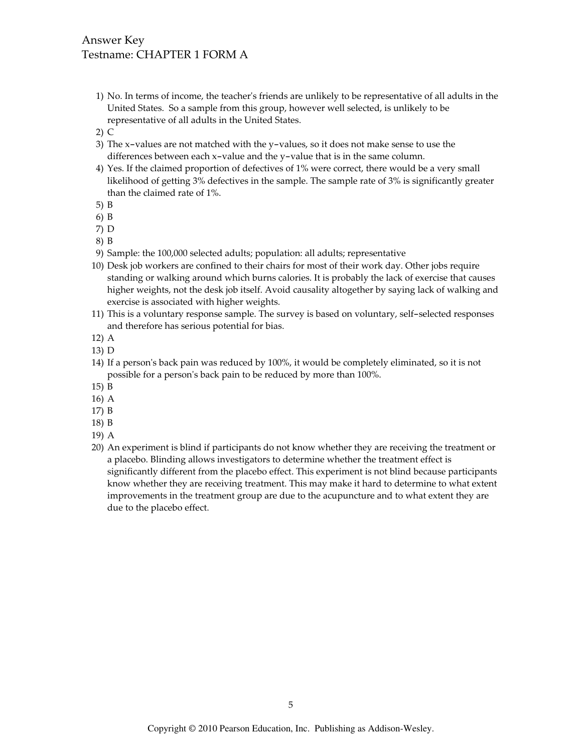Answer Key
Testname: CHAPTER 1 FORM A

1) No. In terms of income, the teacher's friends are unlikely to be representative of all adults in the United States. So a sample from this group, however well selected, is unlikely to be representative of all adults in the United States.
2) C
3) The x–values are not matched with the y–values, so it does not make sense to use the differences between each x–value and the y–value that is in the same column.
4) Yes. If the claimed proportion of defectives of 1% were correct, there would be a very small likelihood of getting 3% defectives in the sample. The sample rate of 3% is significantly greater than the claimed rate of 1%.
5) B
6) B
7) D
8) B
9) Sample: the 100,000 selected adults; population: all adults; representative
10) Desk job workers are confined to their chairs for most of their work day. Other jobs require standing or walking around which burns calories. It is probably the lack of exercise that causes higher weights, not the desk job itself. Avoid causality altogether by saying lack of walking and exercise is associated with higher weights.
11) This is a voluntary response sample. The survey is based on voluntary, self–selected responses and therefore has serious potential for bias.
12) A
13) D
14) If a person's back pain was reduced by 100%, it would be completely eliminated, so it is not possible for a person's back pain to be reduced by more than 100%.
15) B
16) A
17) B
18) B
19) A
20) An experiment is blind if participants do not know whether they are receiving the treatment or a placebo. Blinding allows investigators to determine whether the treatment effect is significantly different from the placebo effect. This experiment is not blind because participants know whether they are receiving treatment. This may make it hard to determine to what extent improvements in the treatment group are due to the acupuncture and to what extent they are due to the placebo effect.

Copyright © 2010 Pearson Education, Inc. Publishing as Addison-Wesley.